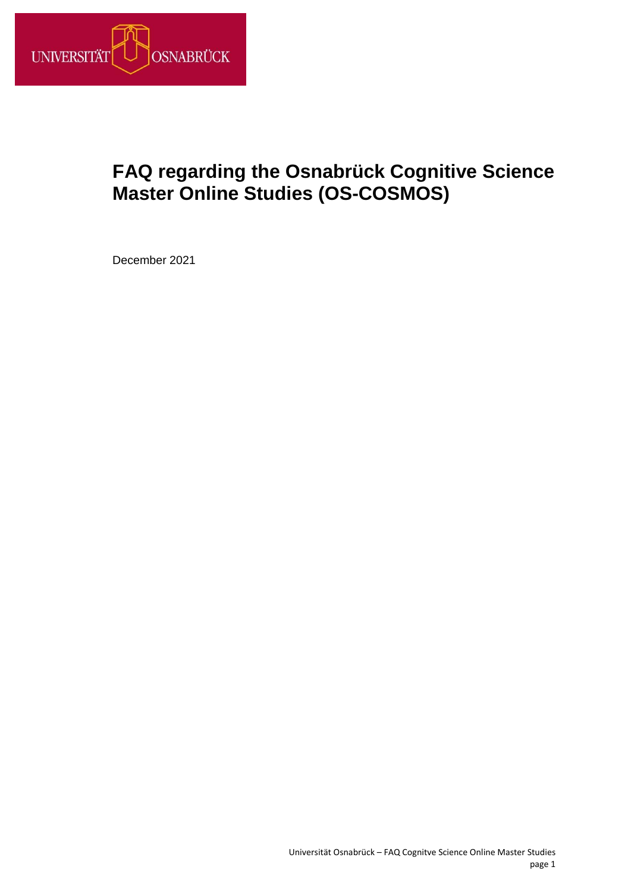# FAQ regarding the Osnabrück Cognitive Science Master Online Studies (OS-COSMOS)

December 2021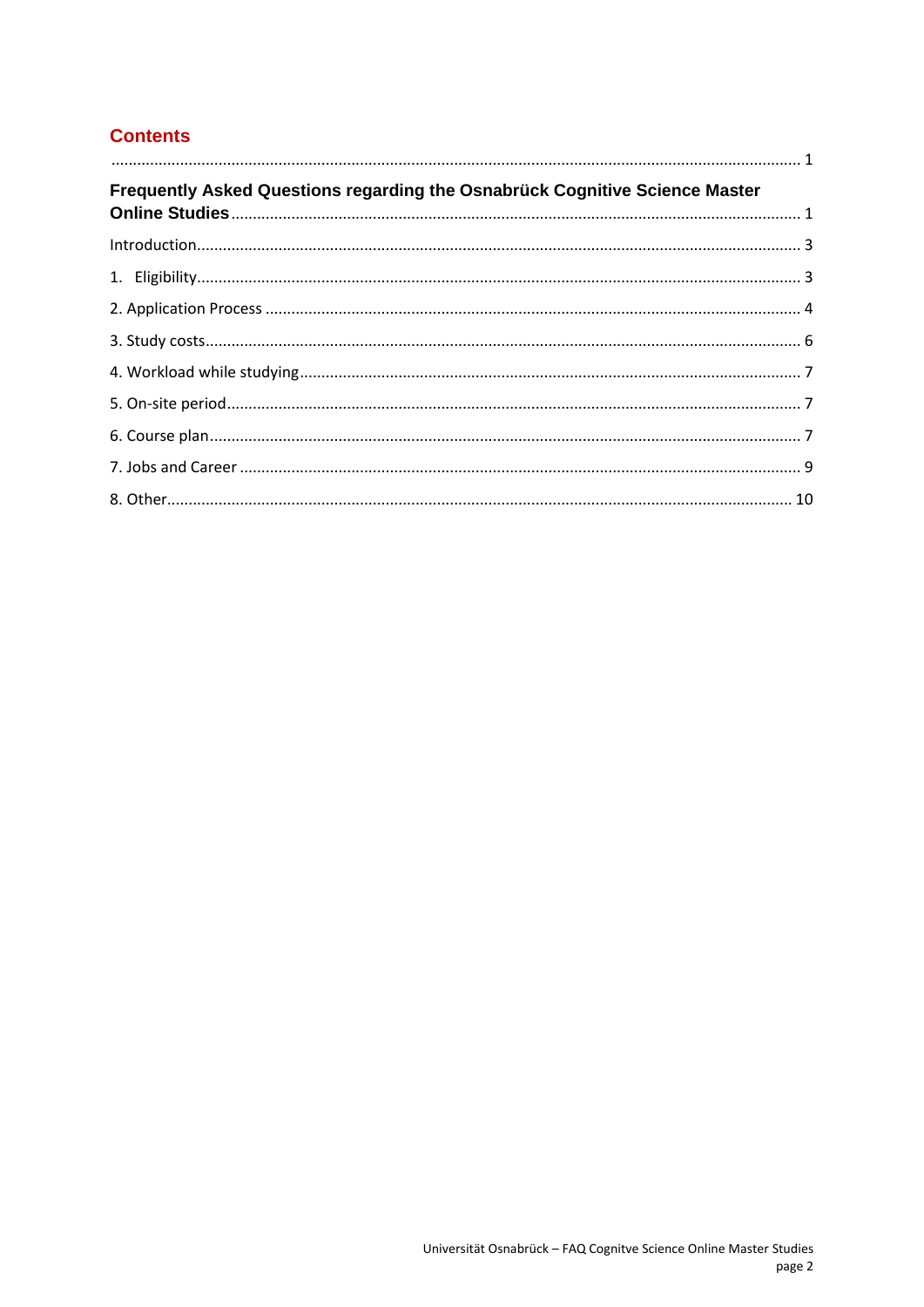## Contents

............................................................................................................................................. 1

**Frequently Asked Questions regarding the Osnabrück Cognitive Science Master Online Studies** ........................................................................................................ 1

Introduction.................................................................................................................................. 3

1. Eligibility.................................................................................................................................. 3

2. Application Process .................................................................................................................. 4

3. Study costs................................................................................................................................ 6

4. Workload while studying.......................................................................................................... 7

5. On-site period........................................................................................................................... 7

6. Course plan............................................................................................................................... 7

7. Jobs and Career ........................................................................................................................ 9

8. Other....................................................................................................................................... 10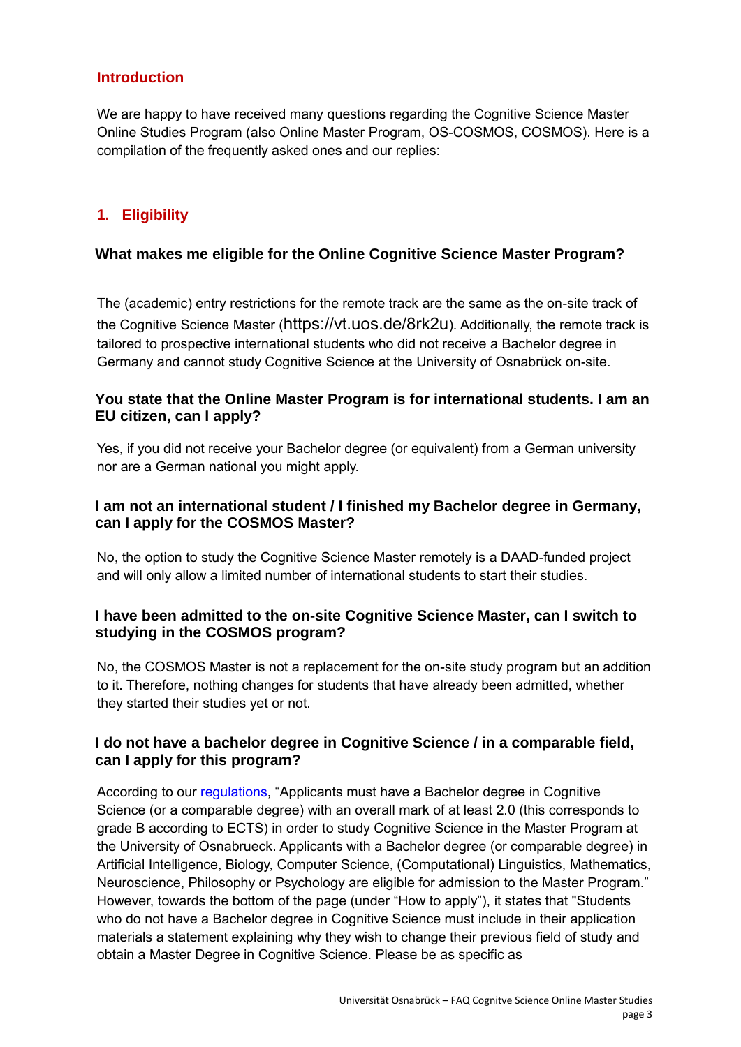## Introduction

We are happy to have received many questions regarding the Cognitive Science Master Online Studies Program (also Online Master Program, OS-COSMOS, COSMOS). Here is a compilation of the frequently asked ones and our replies:

## 1. Eligibility

### What makes me eligible for the Online Cognitive Science Master Program?

The (academic) entry restrictions for the remote track are the same as the on-site track of the Cognitive Science Master (https://vt.uos.de/8rk2u). Additionally, the remote track is tailored to prospective international students who did not receive a Bachelor degree in Germany and cannot study Cognitive Science at the University of Osnabrück on-site.

### You state that the Online Master Program is for international students. I am an EU citizen, can I apply?

Yes, if you did not receive your Bachelor degree (or equivalent) from a German university nor are a German national you might apply.

### I am not an international student / I finished my Bachelor degree in Germany, can I apply for the COSMOS Master?

No, the option to study the Cognitive Science Master remotely is a DAAD-funded project and will only allow a limited number of international students to start their studies.

### I have been admitted to the on-site Cognitive Science Master, can I switch to studying in the COSMOS program?

No, the COSMOS Master is not a replacement for the on-site study program but an addition to it. Therefore, nothing changes for students that have already been admitted, whether they started their studies yet or not.

### I do not have a bachelor degree in Cognitive Science / in a comparable field, can I apply for this program?

According to our regulations, "Applicants must have a Bachelor degree in Cognitive Science (or a comparable degree) with an overall mark of at least 2.0 (this corresponds to grade B according to ECTS) in order to study Cognitive Science in the Master Program at the University of Osnabrueck. Applicants with a Bachelor degree (or comparable degree) in Artificial Intelligence, Biology, Computer Science, (Computational) Linguistics, Mathematics, Neuroscience, Philosophy or Psychology are eligible for admission to the Master Program." However, towards the bottom of the page (under "How to apply"), it states that "Students who do not have a Bachelor degree in Cognitive Science must include in their application materials a statement explaining why they wish to change their previous field of study and obtain a Master Degree in Cognitive Science. Please be as specific as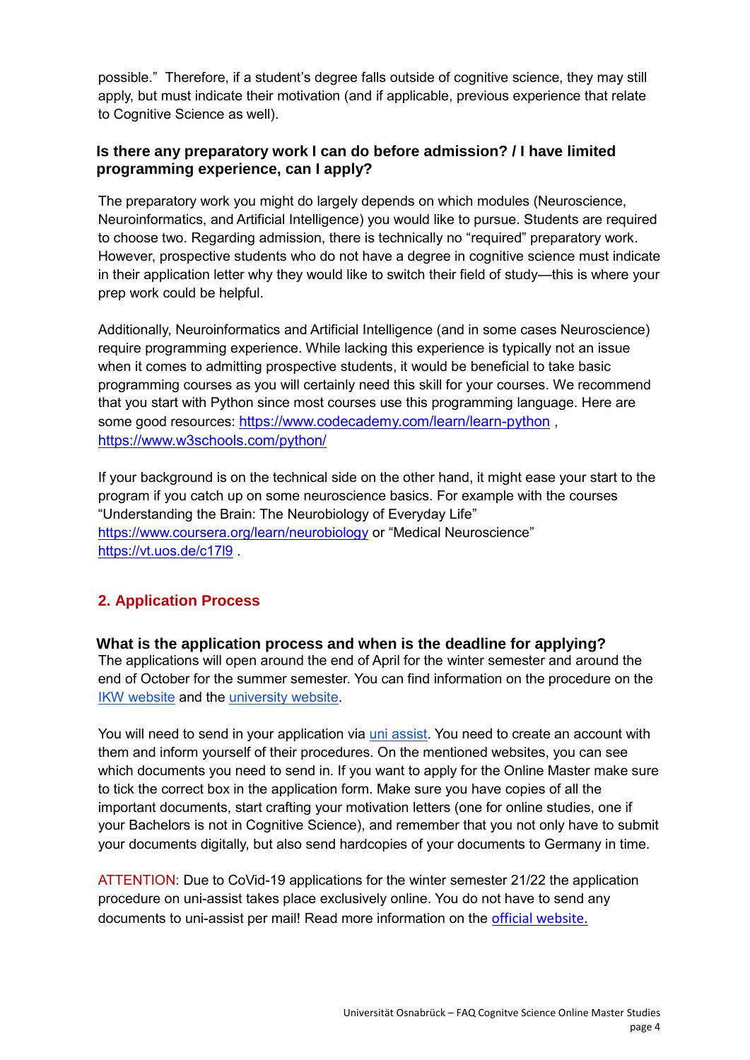possible." Therefore, if a student's degree falls outside of cognitive science, they may still apply, but must indicate their motivation (and if applicable, previous experience that relate to Cognitive Science as well).

### Is there any preparatory work I can do before admission? / I have limited programming experience, can I apply?

The preparatory work you might do largely depends on which modules (Neuroscience, Neuroinformatics, and Artificial Intelligence) you would like to pursue. Students are required to choose two. Regarding admission, there is technically no "required" preparatory work. However, prospective students who do not have a degree in cognitive science must indicate in their application letter why they would like to switch their field of study—this is where your prep work could be helpful.

Additionally, Neuroinformatics and Artificial Intelligence (and in some cases Neuroscience) require programming experience. While lacking this experience is typically not an issue when it comes to admitting prospective students, it would be beneficial to take basic programming courses as you will certainly need this skill for your courses. We recommend that you start with Python since most courses use this programming language. Here are some good resources: https://www.codecademy.com/learn/learn-python , https://www.w3schools.com/python/

If your background is on the technical side on the other hand, it might ease your start to the program if you catch up on some neuroscience basics. For example with the courses "Understanding the Brain: The Neurobiology of Everyday Life" https://www.coursera.org/learn/neurobiology or "Medical Neuroscience" https://vt.uos.de/c17l9 .

## 2. Application Process

### What is the application process and when is the deadline for applying?

The applications will open around the end of April for the winter semester and around the end of October for the summer semester. You can find information on the procedure on the IKW website and the university website.

You will need to send in your application via uni assist. You need to create an account with them and inform yourself of their procedures. On the mentioned websites, you can see which documents you need to send in. If you want to apply for the Online Master make sure to tick the correct box in the application form. Make sure you have copies of all the important documents, start crafting your motivation letters (one for online studies, one if your Bachelors is not in Cognitive Science), and remember that you not only have to submit your documents digitally, but also send hardcopies of your documents to Germany in time.

ATTENTION: Due to CoVid-19 applications for the winter semester 21/22 the application procedure on uni-assist takes place exclusively online. You do not have to send any documents to uni-assist per mail! Read more information on the official website.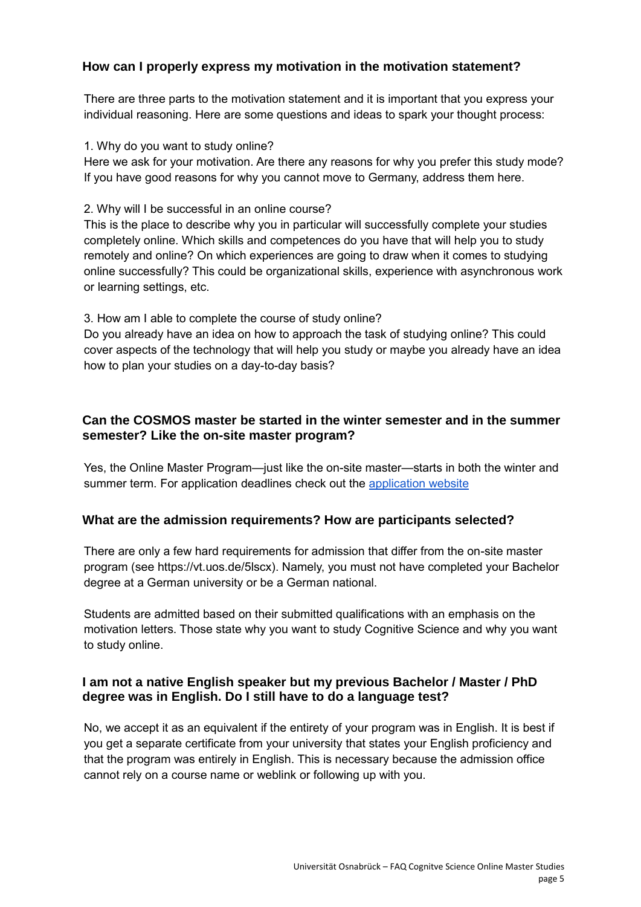### How can I properly express my motivation in the motivation statement?

There are three parts to the motivation statement and it is important that you express your individual reasoning. Here are some questions and ideas to spark your thought process:

1. Why do you want to study online?
Here we ask for your motivation. Are there any reasons for why you prefer this study mode? If you have good reasons for why you cannot move to Germany, address them here.

2. Why will I be successful in an online course?
This is the place to describe why you in particular will successfully complete your studies completely online. Which skills and competences do you have that will help you to study remotely and online? On which experiences are going to draw when it comes to studying online successfully? This could be organizational skills, experience with asynchronous work or learning settings, etc.

3. How am I able to complete the course of study online?
Do you already have an idea on how to approach the task of studying online? This could cover aspects of the technology that will help you study or maybe you already have an idea how to plan your studies on a day-to-day basis?

### Can the COSMOS master be started in the winter semester and in the summer semester? Like the on-site master program?

Yes, the Online Master Program—just like the on-site master—starts in both the winter and summer term. For application deadlines check out the application website

### What are the admission requirements? How are participants selected?

There are only a few hard requirements for admission that differ from the on-site master program (see https://vt.uos.de/5lscx). Namely, you must not have completed your Bachelor degree at a German university or be a German national.

Students are admitted based on their submitted qualifications with an emphasis on the motivation letters. Those state why you want to study Cognitive Science and why you want to study online.

### I am not a native English speaker but my previous Bachelor / Master / PhD degree was in English. Do I still have to do a language test?

No, we accept it as an equivalent if the entirety of your program was in English. It is best if you get a separate certificate from your university that states your English proficiency and that the program was entirely in English. This is necessary because the admission office cannot rely on a course name or weblink or following up with you.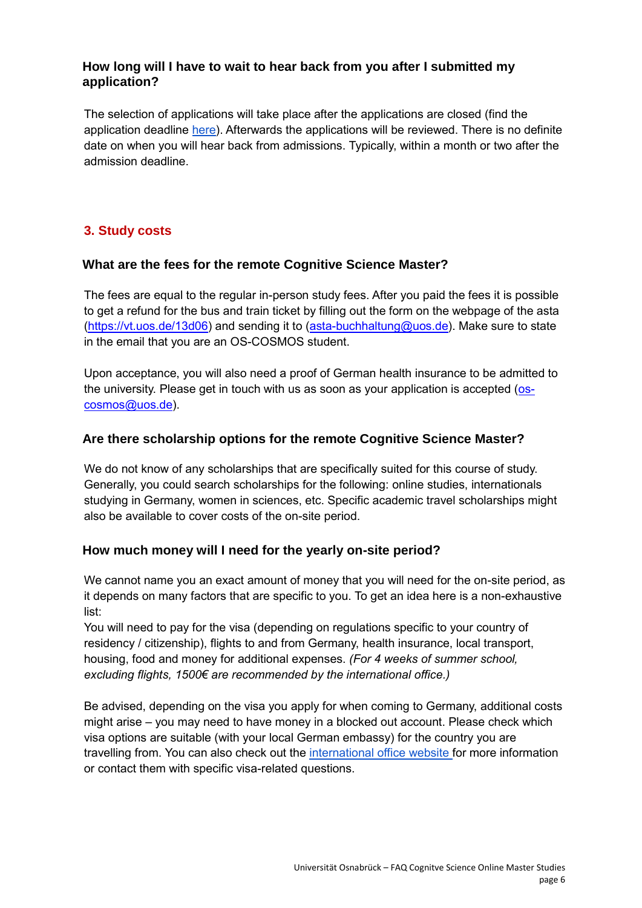### How long will I have to wait to hear back from you after I submitted my application?

The selection of applications will take place after the applications are closed (find the application deadline here). Afterwards the applications will be reviewed. There is no definite date on when you will hear back from admissions. Typically, within a month or two after the admission deadline.

## 3. Study costs

### What are the fees for the remote Cognitive Science Master?

The fees are equal to the regular in-person study fees. After you paid the fees it is possible to get a refund for the bus and train ticket by filling out the form on the webpage of the asta (https://vt.uos.de/13d06) and sending it to (asta-buchhaltung@uos.de). Make sure to state in the email that you are an OS-COSMOS student.

Upon acceptance, you will also need a proof of German health insurance to be admitted to the university. Please get in touch with us as soon as your application is accepted (os-cosmos@uos.de).

### Are there scholarship options for the remote Cognitive Science Master?

We do not know of any scholarships that are specifically suited for this course of study. Generally, you could search scholarships for the following: online studies, internationals studying in Germany, women in sciences, etc. Specific academic travel scholarships might also be available to cover costs of the on-site period.

### How much money will I need for the yearly on-site period?

We cannot name you an exact amount of money that you will need for the on-site period, as it depends on many factors that are specific to you. To get an idea here is a non-exhaustive list:
You will need to pay for the visa (depending on regulations specific to your country of residency / citizenship), flights to and from Germany, health insurance, local transport, housing, food and money for additional expenses. *(For 4 weeks of summer school, excluding flights, 1500€ are recommended by the international office.)*

Be advised, depending on the visa you apply for when coming to Germany, additional costs might arise – you may need to have money in a blocked out account. Please check which visa options are suitable (with your local German embassy) for the country you are travelling from. You can also check out the international office website for more information or contact them with specific visa-related questions.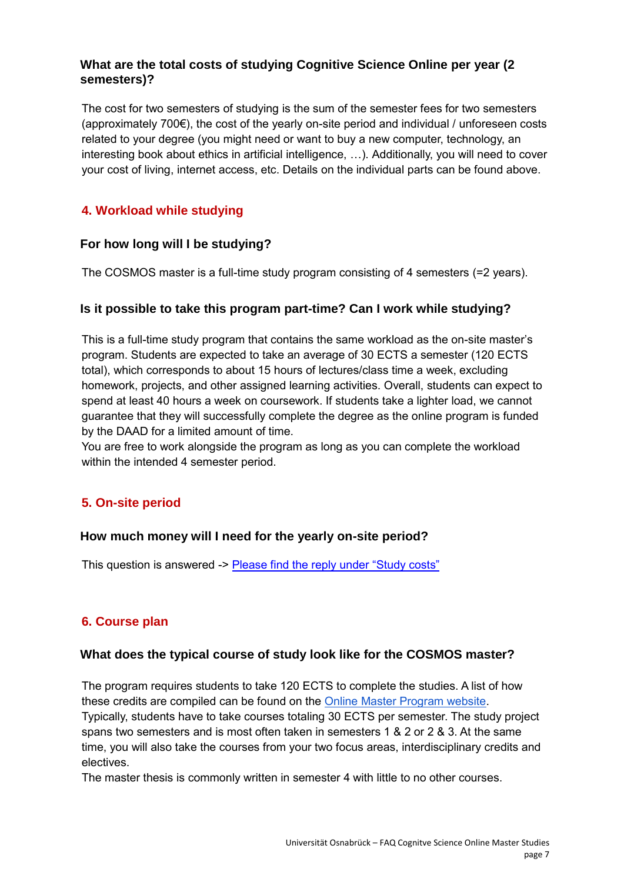### What are the total costs of studying Cognitive Science Online per year (2 semesters)?

The cost for two semesters of studying is the sum of the semester fees for two semesters (approximately 700€), the cost of the yearly on-site period and individual / unforeseen costs related to your degree (you might need or want to buy a new computer, technology, an interesting book about ethics in artificial intelligence, …). Additionally, you will need to cover your cost of living, internet access, etc. Details on the individual parts can be found above.

## 4. Workload while studying

### For how long will I be studying?

The COSMOS master is a full-time study program consisting of 4 semesters (=2 years).

### Is it possible to take this program part-time? Can I work while studying?

This is a full-time study program that contains the same workload as the on-site master's program. Students are expected to take an average of 30 ECTS a semester (120 ECTS total), which corresponds to about 15 hours of lectures/class time a week, excluding homework, projects, and other assigned learning activities. Overall, students can expect to spend at least 40 hours a week on coursework. If students take a lighter load, we cannot guarantee that they will successfully complete the degree as the online program is funded by the DAAD for a limited amount of time.

You are free to work alongside the program as long as you can complete the workload within the intended 4 semester period.

## 5. On-site period

### How much money will I need for the yearly on-site period?

This question is answered -> [Please find the reply under "Study costs"]

## 6. Course plan

### What does the typical course of study look like for the COSMOS master?

The program requires students to take 120 ECTS to complete the studies. A list of how these credits are compiled can be found on the [Online Master Program website].

Typically, students have to take courses totaling 30 ECTS per semester. The study project spans two semesters and is most often taken in semesters 1 & 2 or 2 & 3. At the same time, you will also take the courses from your two focus areas, interdisciplinary credits and electives.

The master thesis is commonly written in semester 4 with little to no other courses.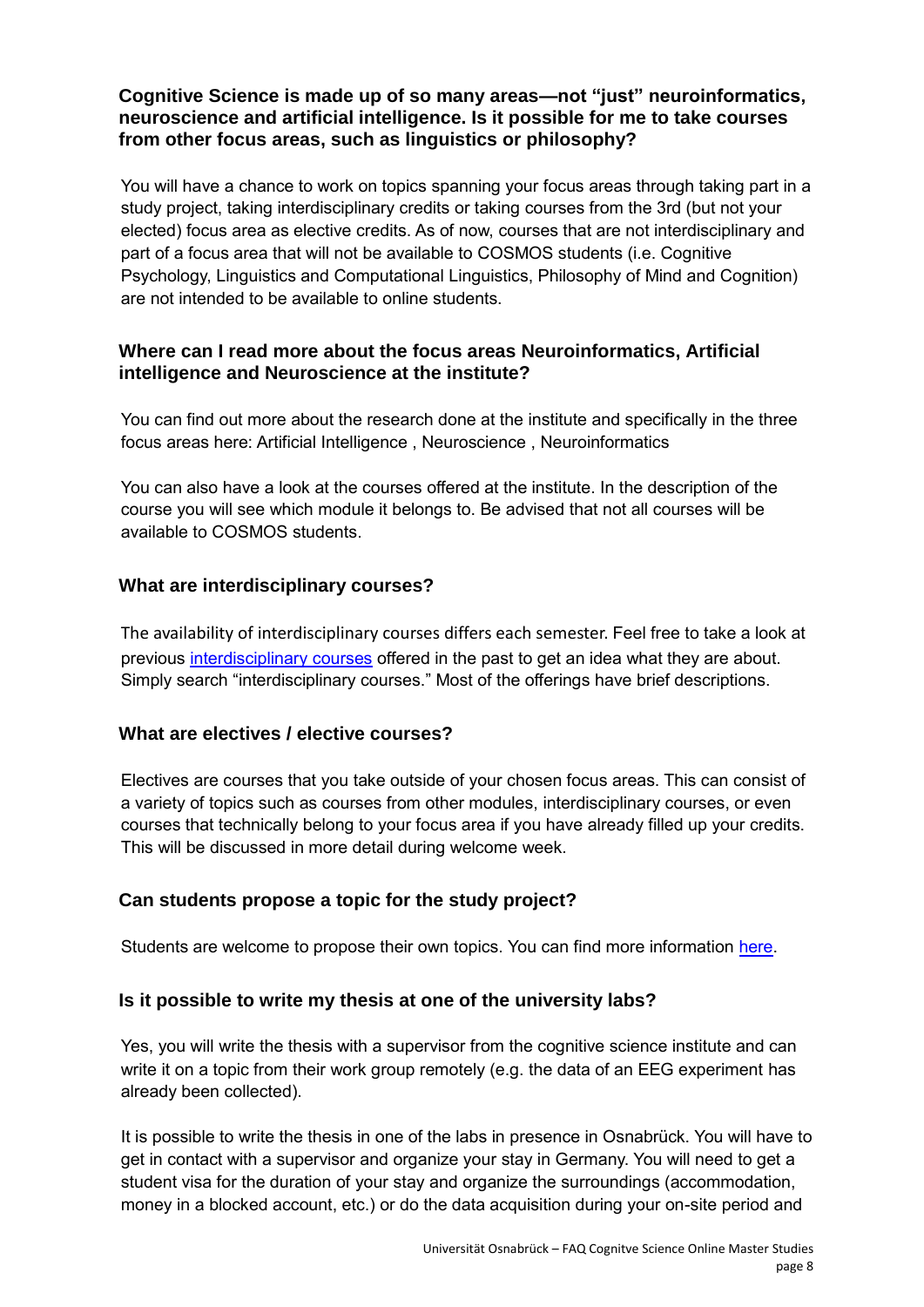### Cognitive Science is made up of so many areas—not "just" neuroinformatics, neuroscience and artificial intelligence. Is it possible for me to take courses from other focus areas, such as linguistics or philosophy?

You will have a chance to work on topics spanning your focus areas through taking part in a study project, taking interdisciplinary credits or taking courses from the 3rd (but not your elected) focus area as elective credits. As of now, courses that are not interdisciplinary and part of a focus area that will not be available to COSMOS students (i.e. Cognitive Psychology, Linguistics and Computational Linguistics, Philosophy of Mind and Cognition) are not intended to be available to online students.

### Where can I read more about the focus areas Neuroinformatics, Artificial intelligence and Neuroscience at the institute?

You can find out more about the research done at the institute and specifically in the three focus areas here: Artificial Intelligence , Neuroscience , Neuroinformatics

You can also have a look at the courses offered at the institute. In the description of the course you will see which module it belongs to. Be advised that not all courses will be available to COSMOS students.

### What are interdisciplinary courses?

The availability of interdisciplinary courses differs each semester. Feel free to take a look at previous interdisciplinary courses offered in the past to get an idea what they are about. Simply search "interdisciplinary courses." Most of the offerings have brief descriptions.

### What are electives / elective courses?

Electives are courses that you take outside of your chosen focus areas. This can consist of a variety of topics such as courses from other modules, interdisciplinary courses, or even courses that technically belong to your focus area if you have already filled up your credits. This will be discussed in more detail during welcome week.

### Can students propose a topic for the study project?

Students are welcome to propose their own topics. You can find more information here.

### Is it possible to write my thesis at one of the university labs?

Yes, you will write the thesis with a supervisor from the cognitive science institute and can write it on a topic from their work group remotely (e.g. the data of an EEG experiment has already been collected).

It is possible to write the thesis in one of the labs in presence in Osnabrück. You will have to get in contact with a supervisor and organize your stay in Germany. You will need to get a student visa for the duration of your stay and organize the surroundings (accommodation, money in a blocked account, etc.) or do the data acquisition during your on-site period and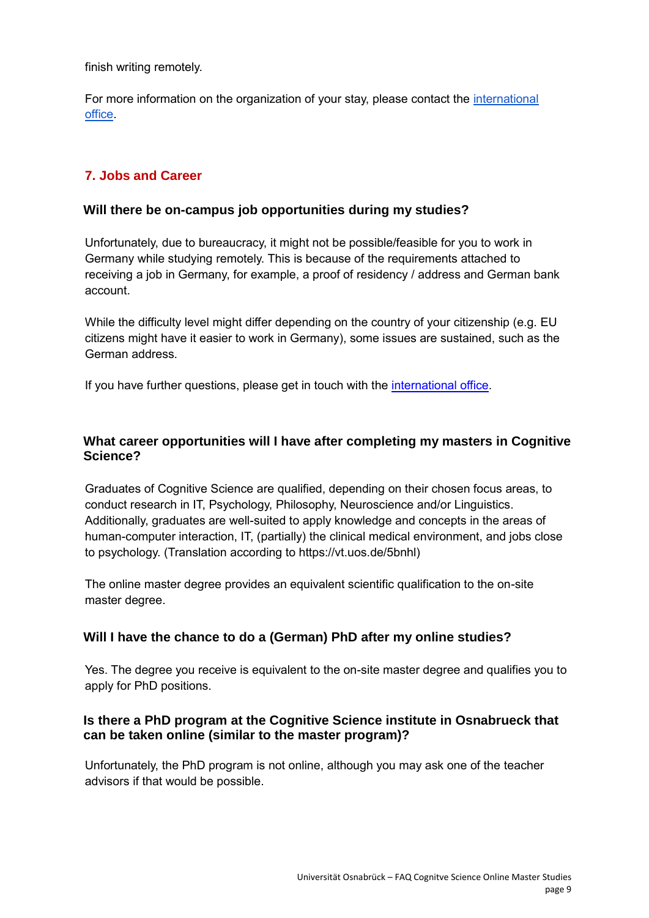finish writing remotely.

For more information on the organization of your stay, please contact the international office.

## 7. Jobs and Career

### Will there be on-campus job opportunities during my studies?

Unfortunately, due to bureaucracy, it might not be possible/feasible for you to work in Germany while studying remotely. This is because of the requirements attached to receiving a job in Germany, for example, a proof of residency / address and German bank account.

While the difficulty level might differ depending on the country of your citizenship (e.g. EU citizens might have it easier to work in Germany), some issues are sustained, such as the German address.

If you have further questions, please get in touch with the international office.

### What career opportunities will I have after completing my masters in Cognitive Science?

Graduates of Cognitive Science are qualified, depending on their chosen focus areas, to conduct research in IT, Psychology, Philosophy, Neuroscience and/or Linguistics. Additionally, graduates are well-suited to apply knowledge and concepts in the areas of human-computer interaction, IT, (partially) the clinical medical environment, and jobs close to psychology. (Translation according to https://vt.uos.de/5bnhl)

The online master degree provides an equivalent scientific qualification to the on-site master degree.

### Will I have the chance to do a (German) PhD after my online studies?

Yes. The degree you receive is equivalent to the on-site master degree and qualifies you to apply for PhD positions.

### Is there a PhD program at the Cognitive Science institute in Osnabrueck that can be taken online (similar to the master program)?

Unfortunately, the PhD program is not online, although you may ask one of the teacher advisors if that would be possible.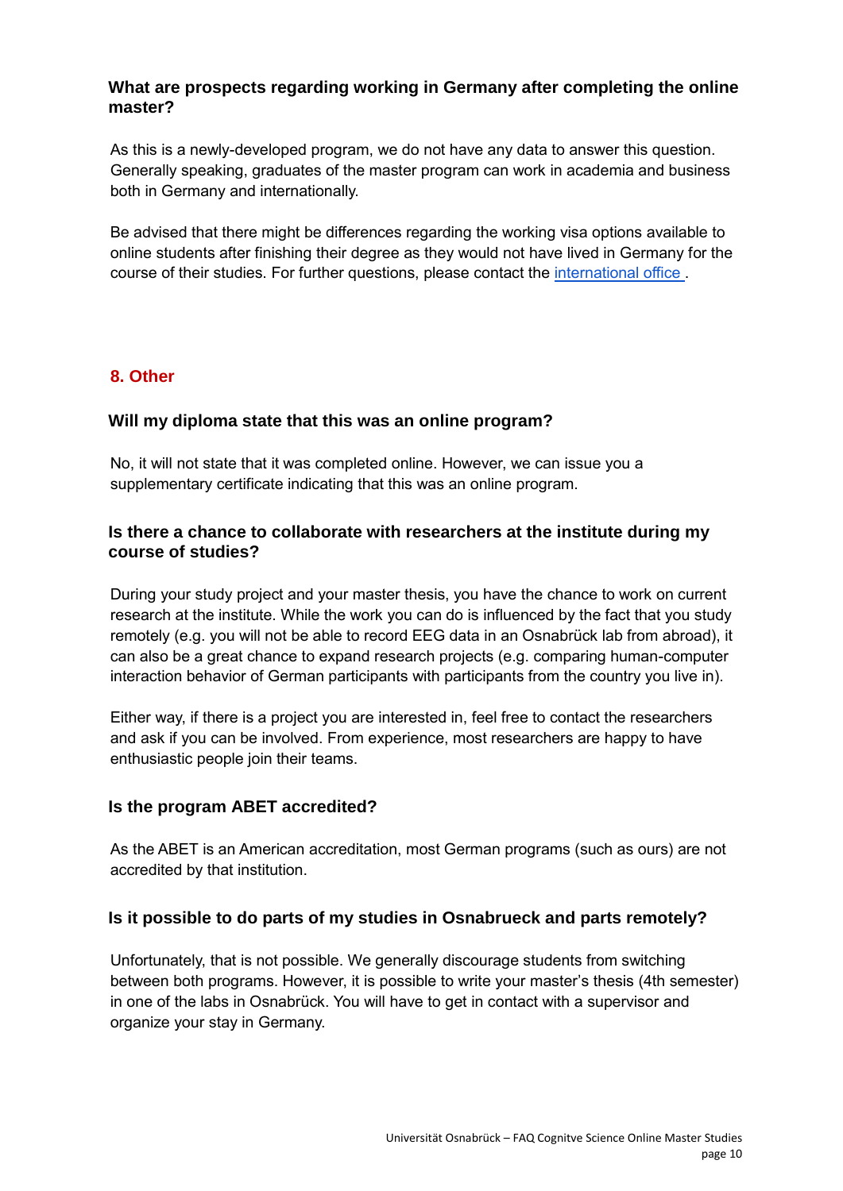### What are prospects regarding working in Germany after completing the online master?

As this is a newly-developed program, we do not have any data to answer this question. Generally speaking, graduates of the master program can work in academia and business both in Germany and internationally.

Be advised that there might be differences regarding the working visa options available to online students after finishing their degree as they would not have lived in Germany for the course of their studies. For further questions, please contact the international office .

## 8. Other

### Will my diploma state that this was an online program?

No, it will not state that it was completed online. However, we can issue you a supplementary certificate indicating that this was an online program.

### Is there a chance to collaborate with researchers at the institute during my course of studies?

During your study project and your master thesis, you have the chance to work on current research at the institute. While the work you can do is influenced by the fact that you study remotely (e.g. you will not be able to record EEG data in an Osnabrück lab from abroad), it can also be a great chance to expand research projects (e.g. comparing human-computer interaction behavior of German participants with participants from the country you live in).

Either way, if there is a project you are interested in, feel free to contact the researchers and ask if you can be involved. From experience, most researchers are happy to have enthusiastic people join their teams.

### Is the program ABET accredited?

As the ABET is an American accreditation, most German programs (such as ours) are not accredited by that institution.

### Is it possible to do parts of my studies in Osnabrueck and parts remotely?

Unfortunately, that is not possible. We generally discourage students from switching between both programs. However, it is possible to write your master's thesis (4th semester) in one of the labs in Osnabrück. You will have to get in contact with a supervisor and organize your stay in Germany.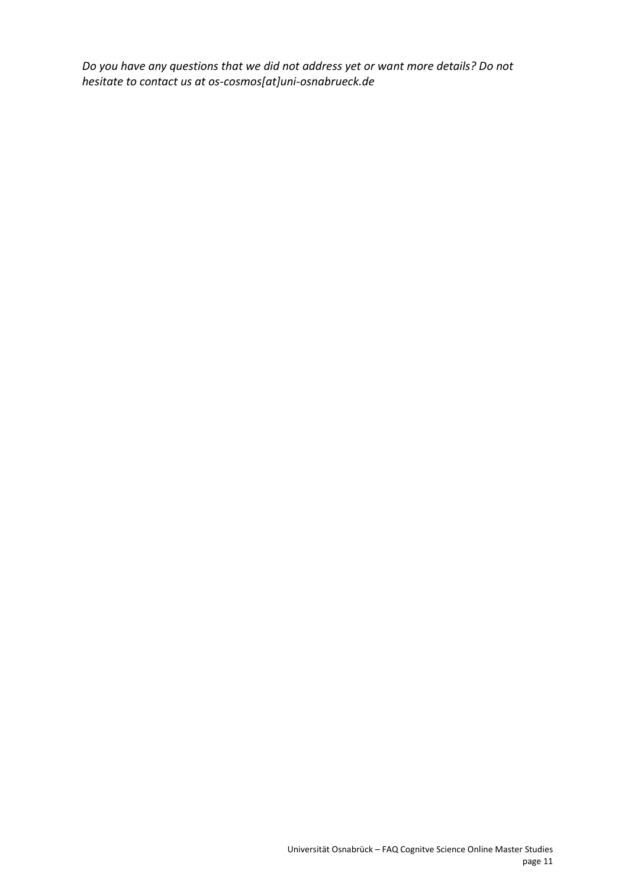*Do you have any questions that we did not address yet or want more details? Do not hesitate to contact us at os-cosmos[at]uni-osnabrueck.de*